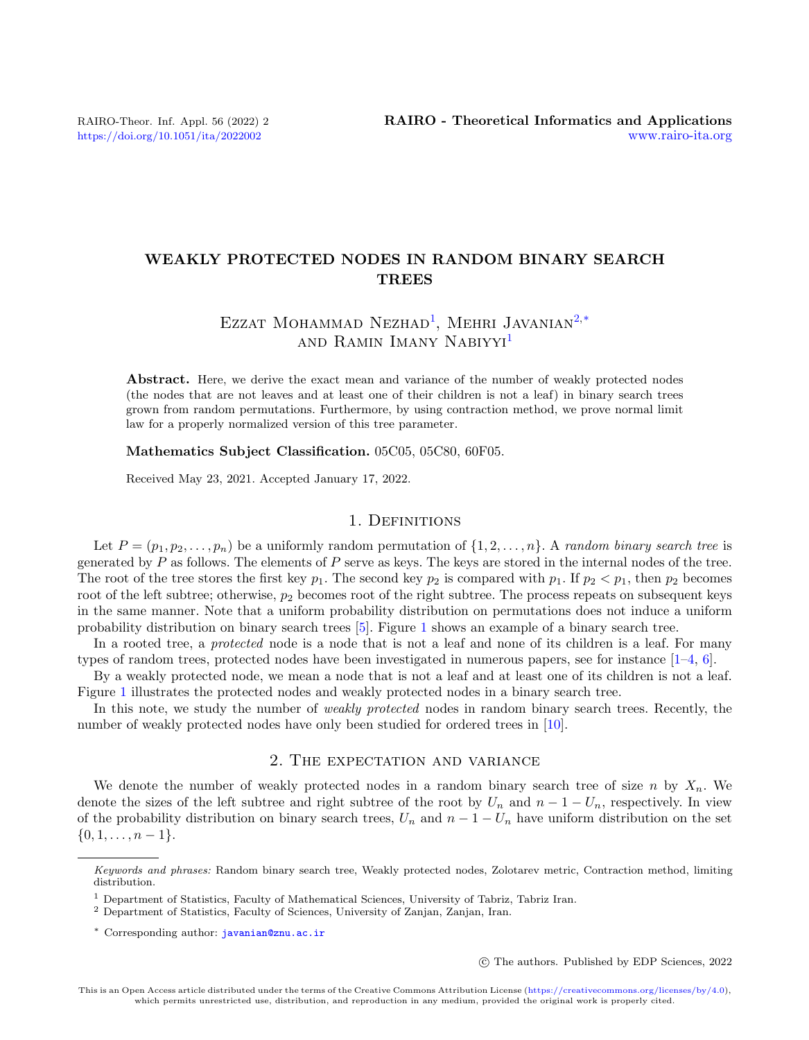# WEAKLY PROTECTED NODES IN RANDOM BINARY SEARCH TREES

Ezzat Mohammad Nezhad[1], Mehri Javanian[2,*] and Ramin Imany Nabiyyi[1]

**Abstract.** Here, we derive the exact mean and variance of the number of weakly protected nodes (the nodes that are not leaves and at least one of their children is not a leaf) in binary search trees grown from random permutations. Furthermore, by using contraction method, we prove normal limit law for a properly normalized version of this tree parameter.

**Mathematics Subject Classification.** 05C05, 05C80, 60F05.

Received May 23, 2021. Accepted January 17, 2022.

## 1. Definitions

Let $P = (p_1, p_2, \ldots, p_n)$ be a uniformly random permutation of $\{1, 2, \ldots, n\}$. A *random binary search tree* is generated by $P$ as follows. The elements of $P$ serve as keys. The keys are stored in the internal nodes of the tree. The root of the tree stores the first key $p_1$. The second key $p_2$ is compared with $p_1$. If $p_2 < p_1$, then $p_2$ becomes root of the left subtree; otherwise, $p_2$ becomes root of the right subtree. The process repeats on subsequent keys in the same manner. Note that a uniform probability distribution on permutations does not induce a uniform probability distribution on binary search trees [5]. Figure 1 shows an example of a binary search tree.

In a rooted tree, a *protected* node is a node that is not a leaf and none of its children is a leaf. For many types of random trees, protected nodes have been investigated in numerous papers, see for instance [1–4, 6].

By a weakly protected node, we mean a node that is not a leaf and at least one of its children is not a leaf. Figure 1 illustrates the protected nodes and weakly protected nodes in a binary search tree.

In this note, we study the number of *weakly protected* nodes in random binary search trees. Recently, the number of weakly protected nodes have only been studied for ordered trees in [10].

## 2. The expectation and variance

We denote the number of weakly protected nodes in a random binary search tree of size $n$ by $X_n$. We denote the sizes of the left subtree and right subtree of the root by $U_n$ and $n - 1 - U_n$, respectively. In view of the probability distribution on binary search trees, $U_n$ and $n - 1 - U_n$ have uniform distribution on the set $\{0, 1, \ldots, n - 1\}$.

---

*Keywords and phrases:* Random binary search tree, Weakly protected nodes, Zolotarev metric, Contraction method, limiting distribution.

[1] Department of Statistics, Faculty of Mathematical Sciences, University of Tabriz, Tabriz Iran.

[2] Department of Statistics, Faculty of Sciences, University of Zanjan, Zanjan, Iran.

[*] Corresponding author: javanian@znu.ac.ir

© The authors. Published by EDP Sciences, 2022

This is an Open Access article distributed under the terms of the Creative Commons Attribution License (https://creativecommons.org/licenses/by/4.0), which permits unrestricted use, distribution, and reproduction in any medium, provided the original work is properly cited.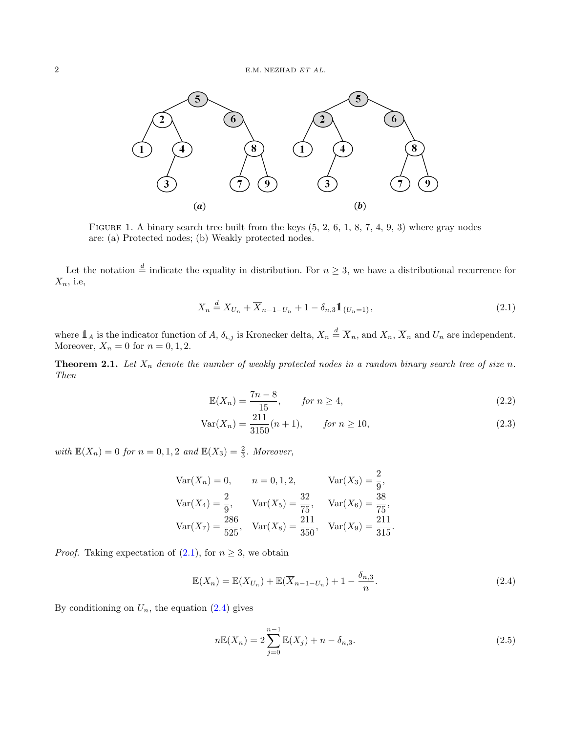FIGURE 1. A binary search tree built from the keys (5, 2, 6, 1, 8, 7, 4, 9, 3) where gray nodes are: (a) Protected nodes; (b) Weakly protected nodes.

Let the notation $\overset{d}{=}$ indicate the equality in distribution. For $n \geq 3$, we have a distributional recurrence for $X_n$, i.e,

$$X_n \overset{d}{=} X_{U_n} + \overline{X}_{n-1-U_n} + 1 - \delta_{n,3}\mathbb{1}_{\{U_n=1\}}, \tag{2.1}$$

where $\mathbb{1}_A$ is the indicator function of $A$, $\delta_{i,j}$ is Kronecker delta, $X_n \overset{d}{=} \overline{X}_n$, and $X_n$, $\overline{X}_n$ and $U_n$ are independent. Moreover, $X_n = 0$ for $n = 0, 1, 2$.

**Theorem 2.1.** *Let $X_n$ denote the number of weakly protected nodes in a random binary search tree of size $n$. Then*

$$\mathbb{E}(X_n) = \frac{7n-8}{15}, \qquad \textit{for } n \geq 4, \tag{2.2}$$

$$\mathrm{Var}(X_n) = \frac{211}{3150}(n+1), \qquad \textit{for } n \geq 10, \tag{2.3}$$

*with $\mathbb{E}(X_n) = 0$ for $n = 0, 1, 2$ and $\mathbb{E}(X_3) = \frac{2}{3}$. Moreover,*

$$\begin{aligned}
&\mathrm{Var}(X_n) = 0, \qquad n = 0, 1, 2, \qquad &&\mathrm{Var}(X_3) = \frac{2}{9},\\
&\mathrm{Var}(X_4) = \frac{2}{9}, \qquad \mathrm{Var}(X_5) = \frac{32}{75}, \qquad &&\mathrm{Var}(X_6) = \frac{38}{75},\\
&\mathrm{Var}(X_7) = \frac{286}{525}, \quad \mathrm{Var}(X_8) = \frac{211}{350}, \quad &&\mathrm{Var}(X_9) = \frac{211}{315}.
\end{aligned}$$

*Proof.* Taking expectation of (2.1), for $n \geq 3$, we obtain

$$\mathbb{E}(X_n) = \mathbb{E}(X_{U_n}) + \mathbb{E}(\overline{X}_{n-1-U_n}) + 1 - \frac{\delta_{n,3}}{n}. \tag{2.4}$$

By conditioning on $U_n$, the equation (2.4) gives

$$n\mathbb{E}(X_n) = 2\sum_{j=0}^{n-1} \mathbb{E}(X_j) + n - \delta_{n,3}. \tag{2.5}$$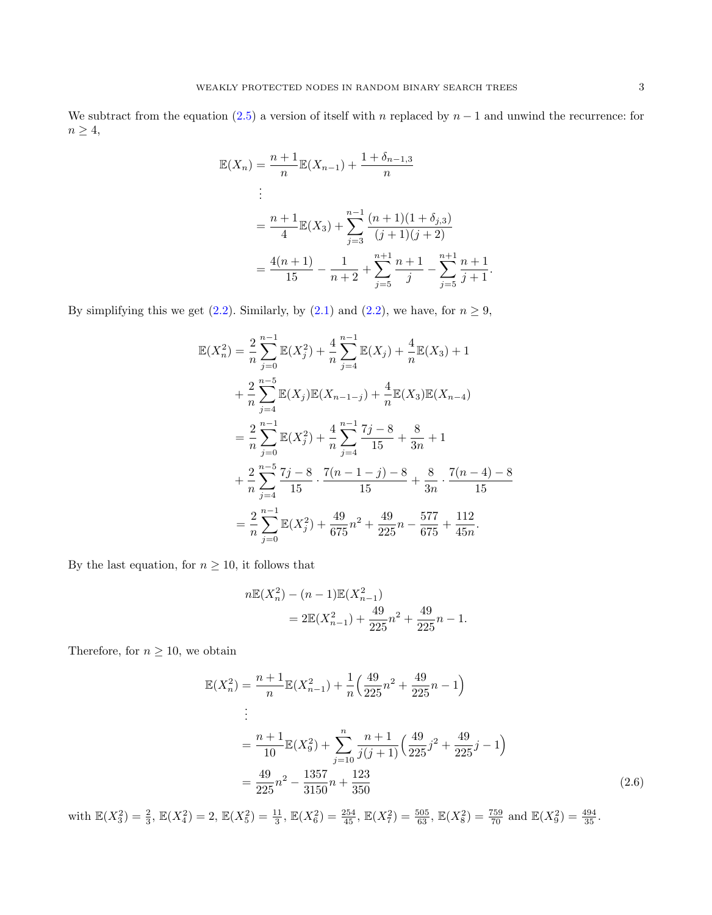We subtract from the equation (2.5) a version of itself with $n$ replaced by $n-1$ and unwind the recurrence: for $n \geq 4$,

$$
\begin{aligned}
\mathbb{E}(X_n) &= \frac{n+1}{n}\mathbb{E}(X_{n-1}) + \frac{1+\delta_{n-1,3}}{n} \\
&\vdots \\
&= \frac{n+1}{4}\mathbb{E}(X_3) + \sum_{j=3}^{n-1} \frac{(n+1)(1+\delta_{j,3})}{(j+1)(j+2)} \\
&= \frac{4(n+1)}{15} - \frac{1}{n+2} + \sum_{j=5}^{n+1} \frac{n+1}{j} - \sum_{j=5}^{n+1} \frac{n+1}{j+1}.
\end{aligned}
$$

By simplifying this we get (2.2). Similarly, by (2.1) and (2.2), we have, for $n \geq 9$,

$$
\begin{aligned}
\mathbb{E}(X_n^2) &= \frac{2}{n}\sum_{j=0}^{n-1} \mathbb{E}(X_j^2) + \frac{4}{n}\sum_{j=4}^{n-1} \mathbb{E}(X_j) + \frac{4}{n}\mathbb{E}(X_3) + 1 \\
&\quad + \frac{2}{n}\sum_{j=4}^{n-5} \mathbb{E}(X_j)\mathbb{E}(X_{n-1-j}) + \frac{4}{n}\mathbb{E}(X_3)\mathbb{E}(X_{n-4}) \\
&= \frac{2}{n}\sum_{j=0}^{n-1} \mathbb{E}(X_j^2) + \frac{4}{n}\sum_{j=4}^{n-1} \frac{7j-8}{15} + \frac{8}{3n} + 1 \\
&\quad + \frac{2}{n}\sum_{j=4}^{n-5} \frac{7j-8}{15} \cdot \frac{7(n-1-j)-8}{15} + \frac{8}{3n} \cdot \frac{7(n-4)-8}{15} \\
&= \frac{2}{n}\sum_{j=0}^{n-1} \mathbb{E}(X_j^2) + \frac{49}{675}n^2 + \frac{49}{225}n - \frac{577}{675} + \frac{112}{45n}.
\end{aligned}
$$

By the last equation, for $n \geq 10$, it follows that

$$
\begin{aligned}
&n\mathbb{E}(X_n^2) - (n-1)\mathbb{E}(X_{n-1}^2) \\
&\qquad = 2\mathbb{E}(X_{n-1}^2) + \frac{49}{225}n^2 + \frac{49}{225}n - 1.
\end{aligned}
$$

Therefore, for $n \geq 10$, we obtain

$$
\begin{aligned}
\mathbb{E}(X_n^2) &= \frac{n+1}{n}\mathbb{E}(X_{n-1}^2) + \frac{1}{n}\Big(\frac{49}{225}n^2 + \frac{49}{225}n - 1\Big) \\
&\vdots \\
&= \frac{n+1}{10}\mathbb{E}(X_9^2) + \sum_{j=10}^{n} \frac{n+1}{j(j+1)}\Big(\frac{49}{225}j^2 + \frac{49}{225}j - 1\Big) \\
&= \frac{49}{225}n^2 - \frac{1357}{3150}n + \frac{123}{350}
\end{aligned}
\tag{2.6}
$$

with $\mathbb{E}(X_3^2) = \frac{2}{3}$, $\mathbb{E}(X_4^2) = 2$, $\mathbb{E}(X_5^2) = \frac{11}{3}$, $\mathbb{E}(X_6^2) = \frac{254}{45}$, $\mathbb{E}(X_7^2) = \frac{505}{63}$, $\mathbb{E}(X_8^2) = \frac{759}{70}$ and $\mathbb{E}(X_9^2) = \frac{494}{35}$.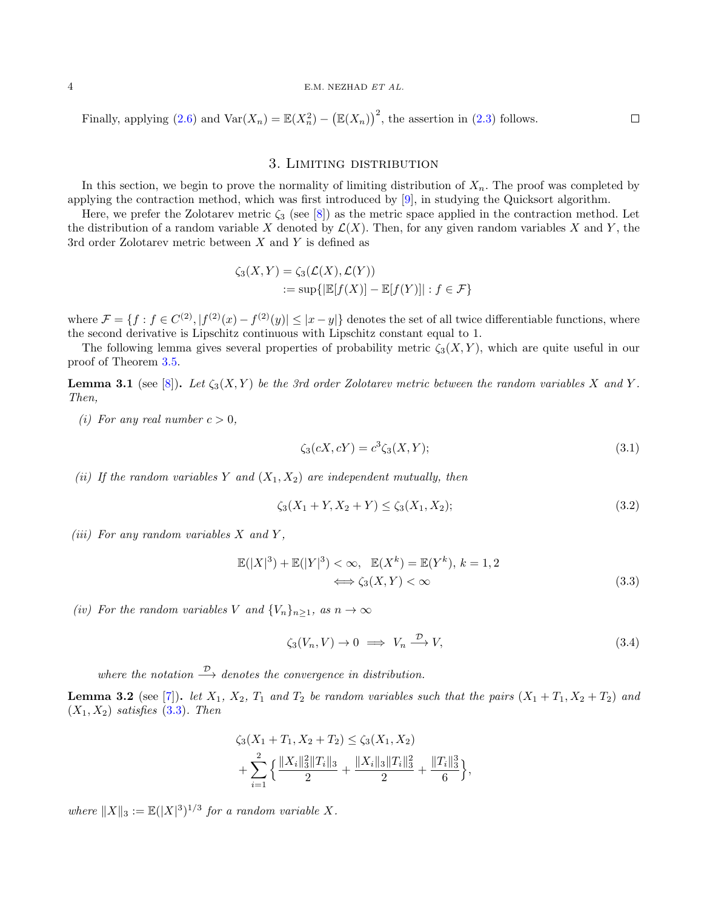Finally, applying (2.6) and $\mathrm{Var}(X_n) = \mathbb{E}(X_n^2) - \big(\mathbb{E}(X_n)\big)^2$, the assertion in (2.3) follows. □

## 3. Limiting distribution

In this section, we begin to prove the normality of limiting distribution of $X_n$. The proof was completed by applying the contraction method, which was first introduced by [9], in studying the Quicksort algorithm.

Here, we prefer the Zolotarev metric $\zeta_3$ (see [8]) as the metric space applied in the contraction method. Let the distribution of a random variable $X$ denoted by $\mathcal{L}(X)$. Then, for any given random variables $X$ and $Y$, the 3rd order Zolotarev metric between $X$ and $Y$ is defined as

$$
\begin{aligned}
\zeta_3(X, Y) &= \zeta_3(\mathcal{L}(X), \mathcal{L}(Y)) \\
&:= \sup\{|\mathbb{E}[f(X)] - \mathbb{E}[f(Y)]| : f \in \mathcal{F}\}
\end{aligned}
$$

where $\mathcal{F} = \{f : f \in C^{(2)}, |f^{(2)}(x) - f^{(2)}(y)| \leq |x - y|\}$ denotes the set of all twice differentiable functions, where the second derivative is Lipschitz continuous with Lipschitz constant equal to 1.

The following lemma gives several properties of probability metric $\zeta_3(X, Y)$, which are quite useful in our proof of Theorem 3.5.

**Lemma 3.1** (see [8])**.** *Let $\zeta_3(X, Y)$ be the 3rd order Zolotarev metric between the random variables $X$ and $Y$. Then,*

*(i) For any real number $c > 0$,*

$$
\zeta_3(cX, cY) = c^3 \zeta_3(X, Y); \tag{3.1}
$$

*(ii) If the random variables $Y$ and $(X_1, X_2)$ are independent mutually, then*

$$
\zeta_3(X_1 + Y, X_2 + Y) \leq \zeta_3(X_1, X_2); \tag{3.2}
$$

*(iii) For any random variables $X$ and $Y$,*

$$
\begin{aligned}
&\mathbb{E}(|X|^3) + \mathbb{E}(|Y|^3) < \infty, \ \ \mathbb{E}(X^k) = \mathbb{E}(Y^k), \ k = 1, 2 \\
&\qquad \Longleftrightarrow \zeta_3(X, Y) < \infty
\end{aligned} \tag{3.3}
$$

*(iv) For the random variables $V$ and $\{V_n\}_{n \geq 1}$, as $n \to \infty$*

$$
\zeta_3(V_n, V) \to 0 \implies V_n \xrightarrow{\mathcal{D}} V, \tag{3.4}
$$

*where the notation $\xrightarrow{\mathcal{D}}$ denotes the convergence in distribution.*

**Lemma 3.2** (see [7])**.** *let $X_1$, $X_2$, $T_1$ and $T_2$ be random variables such that the pairs $(X_1 + T_1, X_2 + T_2)$ and $(X_1, X_2)$ satisfies (3.3). Then*

$$
\begin{aligned}
&\zeta_3(X_1 + T_1, X_2 + T_2) \leq \zeta_3(X_1, X_2) \\
&\quad + \sum_{i=1}^{2} \Big\{ \frac{\|X_i\|_3^2 \|T_i\|_3}{2} + \frac{\|X_i\|_3 \|T_i\|_3^2}{2} + \frac{\|T_i\|_3^3}{6} \Big\},
\end{aligned}
$$

*where $\|X\|_3 := \mathbb{E}(|X|^3)^{1/3}$ for a random variable $X$.*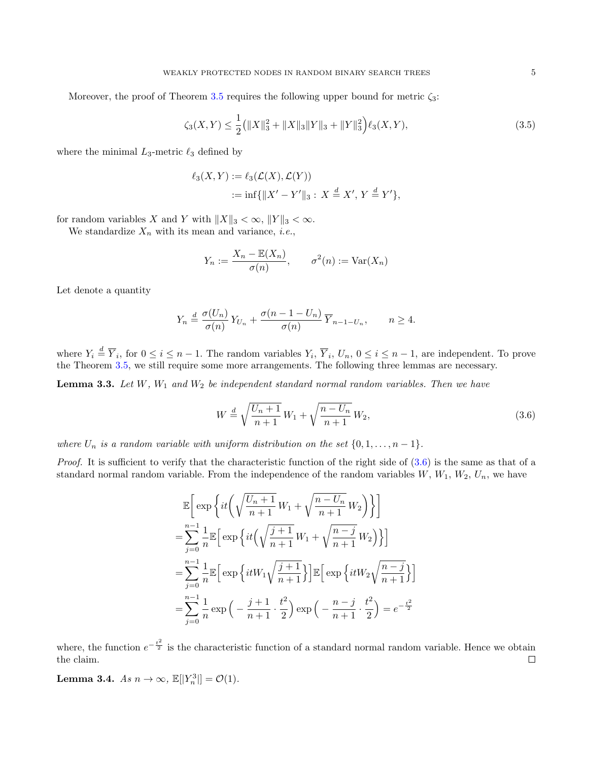Moreover, the proof of Theorem 3.5 requires the following upper bound for metric $\zeta_3$:

$$\zeta_3(X,Y) \le \frac{1}{2}\big(\|X\|_3^2 + \|X\|_3\|Y\|_3 + \|Y\|_3^2\big)\ell_3(X,Y), \tag{3.5}$$

where the minimal $L_3$-metric $\ell_3$ defined by

$$\begin{aligned}\ell_3(X,Y) &:= \ell_3(\mathcal{L}(X),\mathcal{L}(Y))\\ &:= \inf\{\|X'-Y'\|_3 : X \overset{d}{=} X',\, Y \overset{d}{=} Y'\},\end{aligned}$$

for random variables $X$ and $Y$ with $\|X\|_3 < \infty$, $\|Y\|_3 < \infty$.

We standardize $X_n$ with its mean and variance, *i.e.*,

$$Y_n := \frac{X_n - \mathbb{E}(X_n)}{\sigma(n)}, \qquad \sigma^2(n) := \mathrm{Var}(X_n)$$

Let denote a quantity

$$Y_n \overset{d}{=} \frac{\sigma(U_n)}{\sigma(n)}\, Y_{U_n} + \frac{\sigma(n-1-U_n)}{\sigma(n)}\, \overline{Y}_{n-1-U_n}, \qquad n \ge 4.$$

where $Y_i \overset{d}{=} \overline{Y}_i$, for $0 \le i \le n-1$. The random variables $Y_i$, $\overline{Y}_i$, $U_n$, $0 \le i \le n-1$, are independent. To prove the Theorem 3.5, we still require some more arrangements. The following three lemmas are necessary.

**Lemma 3.3.** *Let $W$, $W_1$ and $W_2$ be independent standard normal random variables. Then we have*

$$W \overset{d}{=} \sqrt{\frac{U_n+1}{n+1}}\, W_1 + \sqrt{\frac{n-U_n}{n+1}}\, W_2, \tag{3.6}$$

*where $U_n$ is a random variable with uniform distribution on the set $\{0, 1, \ldots, n-1\}$.*

*Proof.* It is sufficient to verify that the characteristic function of the right side of (3.6) is the same as that of a standard normal random variable. From the independence of the random variables $W$, $W_1$, $W_2$, $U_n$, we have

$$\begin{aligned}
&\mathbb{E}\Big[\exp\Big\{it\Big(\sqrt{\frac{U_n+1}{n+1}}\, W_1 + \sqrt{\frac{n-U_n}{n+1}}\, W_2\Big)\Big\}\Big]\\
=&\sum_{j=0}^{n-1}\frac{1}{n}\mathbb{E}\Big[\exp\Big\{it\Big(\sqrt{\frac{j+1}{n+1}}\, W_1 + \sqrt{\frac{n-j}{n+1}}\, W_2\Big)\Big\}\Big]\\
=&\sum_{j=0}^{n-1}\frac{1}{n}\mathbb{E}\Big[\exp\Big\{itW_1\sqrt{\frac{j+1}{n+1}}\Big\}\Big]\mathbb{E}\Big[\exp\Big\{itW_2\sqrt{\frac{n-j}{n+1}}\Big\}\Big]\\
=&\sum_{j=0}^{n-1}\frac{1}{n}\exp\Big(-\frac{j+1}{n+1}\cdot\frac{t^2}{2}\Big)\exp\Big(-\frac{n-j}{n+1}\cdot\frac{t^2}{2}\Big) = e^{-\frac{t^2}{2}}
\end{aligned}$$

where, the function $e^{-\frac{t^2}{2}}$ is the characteristic function of a standard normal random variable. Hence we obtain the claim. □

**Lemma 3.4.** *As $n \to \infty$, $\mathbb{E}[|Y_n^3|] = \mathcal{O}(1)$.*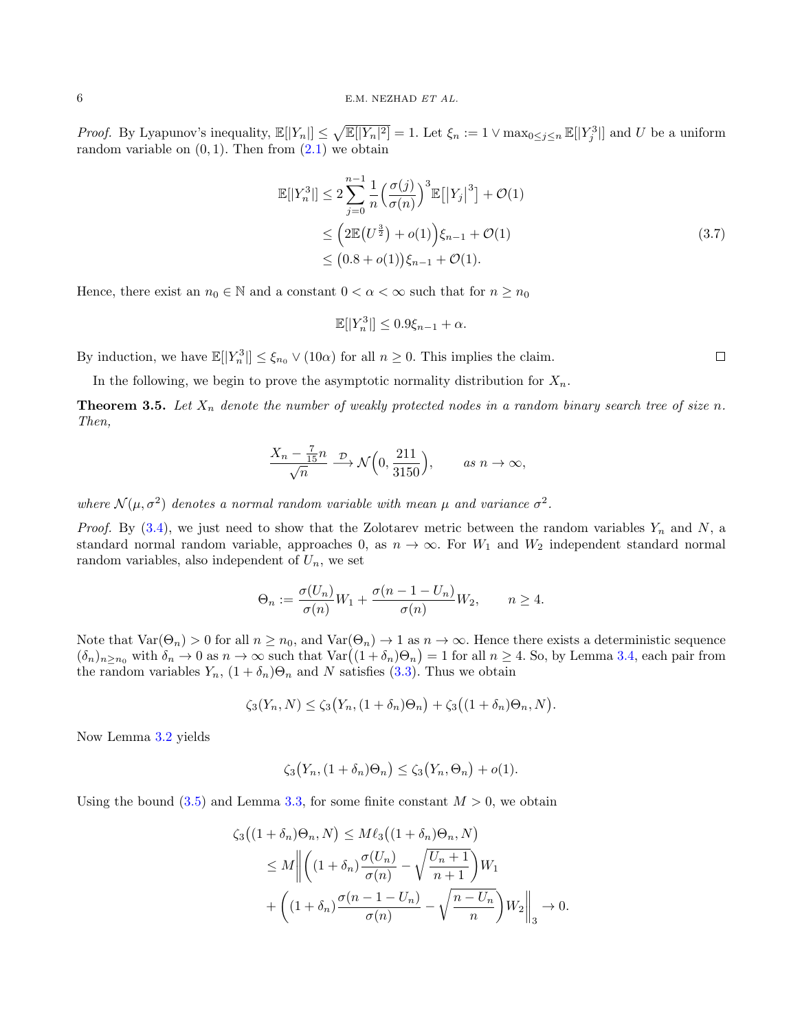*Proof.* By Lyapunov's inequality, $\mathbb{E}[|Y_n|] \leq \sqrt{\mathbb{E}[|Y_n|^2]} = 1$. Let $\xi_n := 1 \vee \max_{0\leq j\leq n} \mathbb{E}[|Y_j^3|]$ and $U$ be a uniform random variable on $(0,1)$. Then from (2.1) we obtain

$$
\begin{aligned}
\mathbb{E}[|Y_n^3|] &\leq 2\sum_{j=0}^{n-1} \frac{1}{n}\Big(\frac{\sigma(j)}{\sigma(n)}\Big)^3 \mathbb{E}\big[|Y_j|^3\big] + \mathcal{O}(1) \\
&\leq \Big(2\mathbb{E}\big(U^{\frac{3}{2}}\big) + o(1)\Big)\xi_{n-1} + \mathcal{O}(1) \\
&\leq \big(0.8 + o(1)\big)\xi_{n-1} + \mathcal{O}(1).
\end{aligned}
\tag{3.7}
$$

Hence, there exist an $n_0 \in \mathbb{N}$ and a constant $0 < \alpha < \infty$ such that for $n \geq n_0$

$$
\mathbb{E}[|Y_n^3|] \leq 0.9\xi_{n-1} + \alpha.
$$

By induction, we have $\mathbb{E}[|Y_n^3|] \leq \xi_{n_0} \vee (10\alpha)$ for all $n \geq 0$. This implies the claim. □

In the following, we begin to prove the asymptotic normality distribution for $X_n$.

**Theorem 3.5.** *Let $X_n$ denote the number of weakly protected nodes in a random binary search tree of size $n$. Then,*

$$
\frac{X_n - \frac{7}{15}n}{\sqrt{n}} \xrightarrow{\mathcal{D}} \mathcal{N}\Big(0, \frac{211}{3150}\Big), \qquad \text{as } n \to \infty,
$$

*where $\mathcal{N}(\mu, \sigma^2)$ denotes a normal random variable with mean $\mu$ and variance $\sigma^2$.*

*Proof.* By (3.4), we just need to show that the Zolotarev metric between the random variables $Y_n$ and $N$, a standard normal random variable, approaches 0, as $n \to \infty$. For $W_1$ and $W_2$ independent standard normal random variables, also independent of $U_n$, we set

$$
\Theta_n := \frac{\sigma(U_n)}{\sigma(n)}W_1 + \frac{\sigma(n-1-U_n)}{\sigma(n)}W_2, \qquad n \geq 4.
$$

Note that $\mathrm{Var}(\Theta_n) > 0$ for all $n \geq n_0$, and $\mathrm{Var}(\Theta_n) \to 1$ as $n \to \infty$. Hence there exists a deterministic sequence $(\delta_n)_{n\geq n_0}$ with $\delta_n \to 0$ as $n \to \infty$ such that $\mathrm{Var}\big((1+\delta_n)\Theta_n\big) = 1$ for all $n \geq 4$. So, by Lemma 3.4, each pair from the random variables $Y_n$, $(1+\delta_n)\Theta_n$ and $N$ satisfies (3.3). Thus we obtain

$$
\zeta_3(Y_n, N) \leq \zeta_3\big(Y_n, (1+\delta_n)\Theta_n\big) + \zeta_3\big((1+\delta_n)\Theta_n, N\big).
$$

Now Lemma 3.2 yields

$$
\zeta_3\big(Y_n, (1+\delta_n)\Theta_n\big) \leq \zeta_3\big(Y_n, \Theta_n\big) + o(1).
$$

Using the bound (3.5) and Lemma 3.3, for some finite constant $M > 0$, we obtain

$$
\begin{aligned}
\zeta_3\big((1+\delta_n)\Theta_n, N\big) &\leq M\ell_3\big((1+\delta_n)\Theta_n, N\big) \\
&\leq M\Bigg\| \bigg((1+\delta_n)\frac{\sigma(U_n)}{\sigma(n)} - \sqrt{\frac{U_n+1}{n+1}}\bigg)W_1 \\
&\quad + \bigg((1+\delta_n)\frac{\sigma(n-1-U_n)}{\sigma(n)} - \sqrt{\frac{n-U_n}{n}}\bigg)W_2\Bigg\|_3 \to 0.
\end{aligned}
$$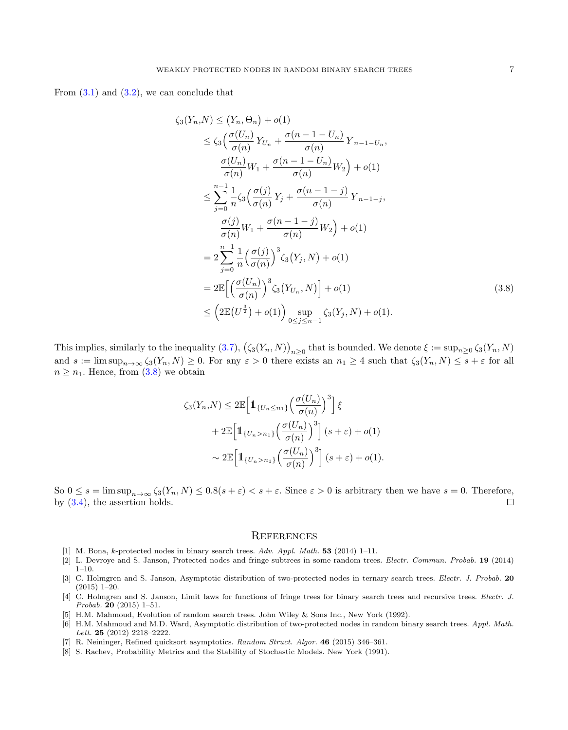From (3.1) and (3.2), we can conclude that

$$
\begin{aligned}
\zeta_3(Y_n,N) &\leq \big(Y_n, \Theta_n\big) + o(1) \\
&\leq \zeta_3\Big(\frac{\sigma(U_n)}{\sigma(n)}\, Y_{U_n} + \frac{\sigma(n-1-U_n)}{\sigma(n)}\, \overline{Y}_{n-1-U_n}, \\
&\qquad \frac{\sigma(U_n)}{\sigma(n)} W_1 + \frac{\sigma(n-1-U_n)}{\sigma(n)} W_2\Big) + o(1) \\
&\leq \sum_{j=0}^{n-1} \frac{1}{n} \zeta_3\Big(\frac{\sigma(j)}{\sigma(n)}\, Y_j + \frac{\sigma(n-1-j)}{\sigma(n)}\, \overline{Y}_{n-1-j}, \\
&\qquad \frac{\sigma(j)}{\sigma(n)} W_1 + \frac{\sigma(n-1-j)}{\sigma(n)} W_2\Big) + o(1) \\
&= 2\sum_{j=0}^{n-1} \frac{1}{n} \Big(\frac{\sigma(j)}{\sigma(n)}\Big)^3 \zeta_3\big(Y_j, N\big) + o(1) \\
&= 2\mathbb{E}\Big[\Big(\frac{\sigma(U_n)}{\sigma(n)}\Big)^3 \zeta_3\big(Y_{U_n}, N\big)\Big] + o(1) \\
&\leq \Big(2\mathbb{E}\big(U^{\frac{3}{2}}\big) + o(1)\Big) \sup_{0 \leq j \leq n-1} \zeta_3(Y_j, N) + o(1).
\end{aligned}
\tag{3.8}
$$

This implies, similarly to the inequality (3.7), $\big(\zeta_3(Y_n, N)\big)_{n\geq 0}$ that is bounded. We denote $\xi := \sup_{n\geq 0} \zeta_3(Y_n, N)$ and $s := \limsup_{n\to\infty} \zeta_3(Y_n, N) \geq 0$. For any $\varepsilon > 0$ there exists an $n_1 \geq 4$ such that $\zeta_3(Y_n, N) \leq s + \varepsilon$ for all $n \geq n_1$. Hence, from (3.8) we obtain

$$
\begin{aligned}
\zeta_3(Y_n,N) &\leq 2\mathbb{E}\Big[\mathbb{1}_{\{U_n \leq n_1\}} \Big(\frac{\sigma(U_n)}{\sigma(n)}\Big)^3\Big]\, \xi \\
&\quad + 2\mathbb{E}\Big[\mathbb{1}_{\{U_n > n_1\}} \Big(\frac{\sigma(U_n)}{\sigma(n)}\Big)^3\Big]\, (s+\varepsilon) + o(1) \\
&\sim 2\mathbb{E}\Big[\mathbb{1}_{\{U_n > n_1\}} \Big(\frac{\sigma(U_n)}{\sigma(n)}\Big)^3\Big]\, (s+\varepsilon) + o(1).
\end{aligned}
$$

So $0 \leq s = \limsup_{n\to\infty} \zeta_3(Y_n, N) \leq 0.8(s+\varepsilon) < s+\varepsilon$. Since $\varepsilon > 0$ is arbitrary then we have $s = 0$. Therefore, by (3.4), the assertion holds. ∎

## References

[1] M. Bona, $k$-protected nodes in binary search trees. *Adv. Appl. Math.* **53** (2014) 1–11.

[2] L. Devroye and S. Janson, Protected nodes and fringe subtrees in some random trees. *Electr. Commun. Probab.* **19** (2014) 1–10.

[3] C. Holmgren and S. Janson, Asymptotic distribution of two-protected nodes in ternary search trees. *Electr. J. Probab.* **20** (2015) 1–20.

[4] C. Holmgren and S. Janson, Limit laws for functions of fringe trees for binary search trees and recursive trees. *Electr. J. Probab.* **20** (2015) 1–51.

[5] H.M. Mahmoud, Evolution of random search trees. John Wiley & Sons Inc., New York (1992).

[6] H.M. Mahmoud and M.D. Ward, Asymptotic distribution of two-protected nodes in random binary search trees. *Appl. Math. Lett.* **25** (2012) 2218–2222.

[7] R. Neininger, Refined quicksort asymptotics. *Random Struct. Algor.* **46** (2015) 346–361.

[8] S. Rachev, Probability Metrics and the Stability of Stochastic Models. New York (1991).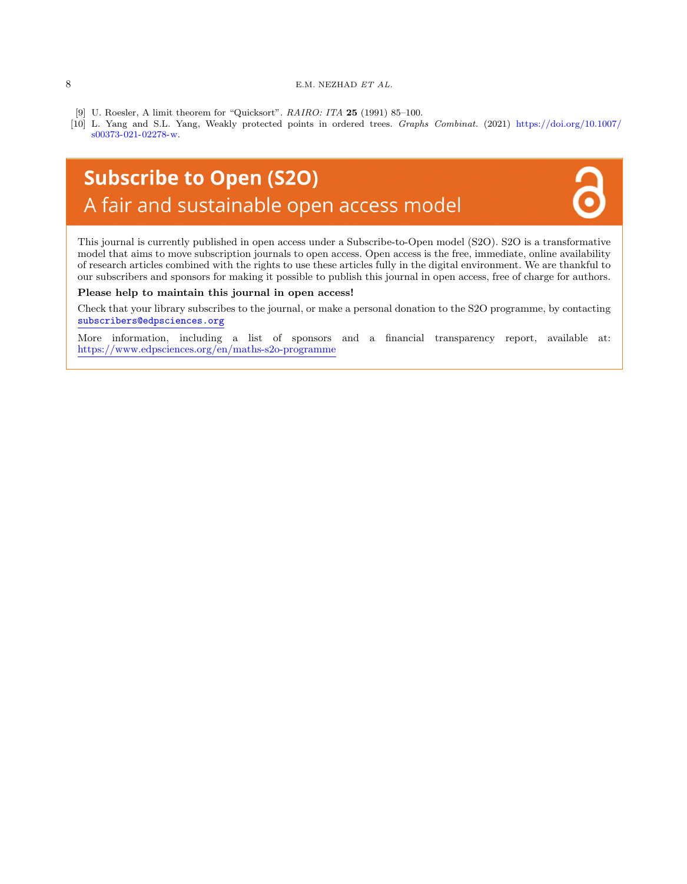[9] U. Roesler, A limit theorem for "Quicksort". *RAIRO: ITA* **25** (1991) 85–100.

[10] L. Yang and S.L. Yang, Weakly protected points in ordered trees. *Graphs Combinat.* (2021) https://doi.org/10.1007/s00373-021-02278-w.

## Subscribe to Open (S2O)

### A fair and sustainable open access model

This journal is currently published in open access under a Subscribe-to-Open model (S2O). S2O is a transformative model that aims to move subscription journals to open access. Open access is the free, immediate, online availability of research articles combined with the rights to use these articles fully in the digital environment. We are thankful to our subscribers and sponsors for making it possible to publish this journal in open access, free of charge for authors.

**Please help to maintain this journal in open access!**

Check that your library subscribes to the journal, or make a personal donation to the S2O programme, by contacting subscribers@edpsciences.org

More information, including a list of sponsors and a financial transparency report, available at: https://www.edpsciences.org/en/maths-s2o-programme